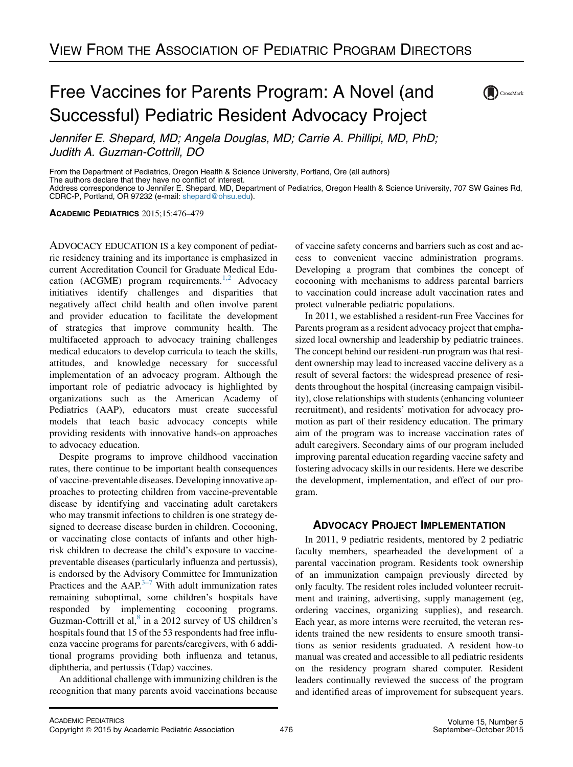VIEW FROM THE ASSOCIATION OF PEDIATRIC PROGRAM DIRECTORS

# Free Vaccines for Parents Program: A Novel (and Successful) Pediatric Resident Advocacy Project

*Jennifer E. Shepard, MD; Angela Douglas, MD; Carrie A. Phillipi, MD, PhD; Judith A. Guzman-Cottrill, DO*

From the Department of Pediatrics, Oregon Health & Science University, Portland, Ore (all authors)
The authors declare that they have no conflict of interest.
Address correspondence to Jennifer E. Shepard, MD, Department of Pediatrics, Oregon Health & Science University, 707 SW Gaines Rd, CDRC-P, Portland, OR 97232 (e-mail: shepard@ohsu.edu).

**ACADEMIC PEDIATRICS** 2015;15:476–479

ADVOCACY EDUCATION IS a key component of pediatric residency training and its importance is emphasized in current Accreditation Council for Graduate Medical Education (ACGME) program requirements.[1,2] Advocacy initiatives identify challenges and disparities that negatively affect child health and often involve parent and provider education to facilitate the development of strategies that improve community health. The multifaceted approach to advocacy training challenges medical educators to develop curricula to teach the skills, attitudes, and knowledge necessary for successful implementation of an advocacy program. Although the important role of pediatric advocacy is highlighted by organizations such as the American Academy of Pediatrics (AAP), educators must create successful models that teach basic advocacy concepts while providing residents with innovative hands-on approaches to advocacy education.

Despite programs to improve childhood vaccination rates, there continue to be important health consequences of vaccine-preventable diseases. Developing innovative approaches to protecting children from vaccine-preventable disease by identifying and vaccinating adult caretakers who may transmit infections to children is one strategy designed to decrease disease burden in children. Cocooning, or vaccinating close contacts of infants and other high-risk children to decrease the child's exposure to vaccine-preventable diseases (particularly influenza and pertussis), is endorsed by the Advisory Committee for Immunization Practices and the AAP.[3–7] With adult immunization rates remaining suboptimal, some children's hospitals have responded by implementing cocooning programs. Guzman-Cottrill et al,[8] in a 2012 survey of US children's hospitals found that 15 of the 53 respondents had free influenza vaccine programs for parents/caregivers, with 6 additional programs providing both influenza and tetanus, diphtheria, and pertussis (Tdap) vaccines.

An additional challenge with immunizing children is the recognition that many parents avoid vaccinations because of vaccine safety concerns and barriers such as cost and access to convenient vaccine administration programs. Developing a program that combines the concept of cocooning with mechanisms to address parental barriers to vaccination could increase adult vaccination rates and protect vulnerable pediatric populations.

In 2011, we established a resident-run Free Vaccines for Parents program as a resident advocacy project that emphasized local ownership and leadership by pediatric trainees. The concept behind our resident-run program was that resident ownership may lead to increased vaccine delivery as a result of several factors: the widespread presence of residents throughout the hospital (increasing campaign visibility), close relationships with students (enhancing volunteer recruitment), and residents' motivation for advocacy promotion as part of their residency education. The primary aim of the program was to increase vaccination rates of adult caregivers. Secondary aims of our program included improving parental education regarding vaccine safety and fostering advocacy skills in our residents. Here we describe the development, implementation, and effect of our program.

## ADVOCACY PROJECT IMPLEMENTATION

In 2011, 9 pediatric residents, mentored by 2 pediatric faculty members, spearheaded the development of a parental vaccination program. Residents took ownership of an immunization campaign previously directed by only faculty. The resident roles included volunteer recruitment and training, advertising, supply management (eg, ordering vaccines, organizing supplies), and research. Each year, as more interns were recruited, the veteran residents trained the new residents to ensure smooth transitions as senior residents graduated. A resident how-to manual was created and accessible to all pediatric residents on the residency program shared computer. Resident leaders continually reviewed the success of the program and identified areas of improvement for subsequent years.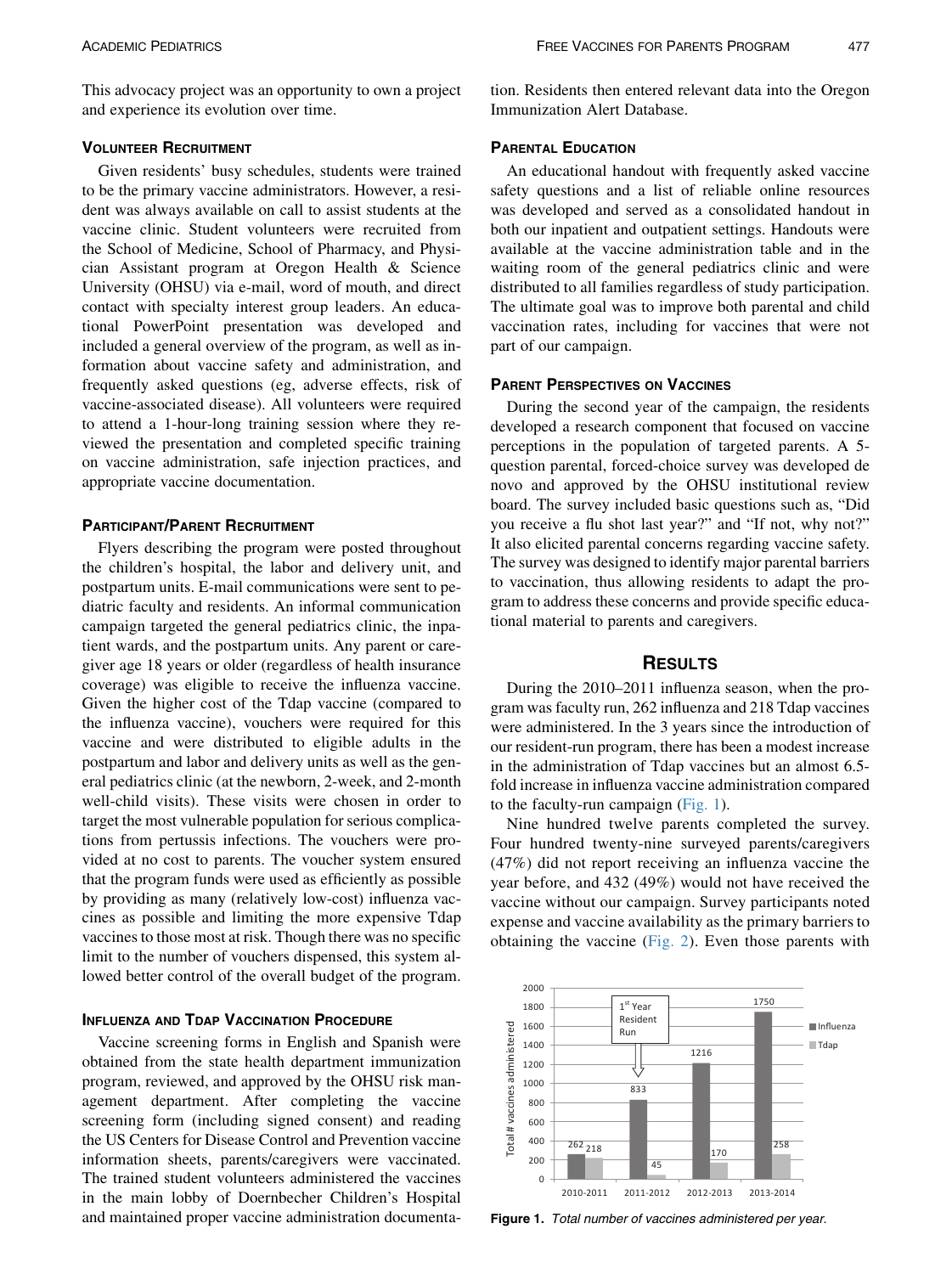This advocacy project was an opportunity to own a project and experience its evolution over time.

### Volunteer Recruitment

Given residents' busy schedules, students were trained to be the primary vaccine administrators. However, a resident was always available on call to assist students at the vaccine clinic. Student volunteers were recruited from the School of Medicine, School of Pharmacy, and Physician Assistant program at Oregon Health & Science University (OHSU) via e-mail, word of mouth, and direct contact with specialty interest group leaders. An educational PowerPoint presentation was developed and included a general overview of the program, as well as information about vaccine safety and administration, and frequently asked questions (eg, adverse effects, risk of vaccine-associated disease). All volunteers were required to attend a 1-hour-long training session where they reviewed the presentation and completed specific training on vaccine administration, safe injection practices, and appropriate vaccine documentation.

### Participant/Parent Recruitment

Flyers describing the program were posted throughout the children's hospital, the labor and delivery unit, and postpartum units. E-mail communications were sent to pediatric faculty and residents. An informal communication campaign targeted the general pediatrics clinic, the inpatient wards, and the postpartum units. Any parent or caregiver age 18 years or older (regardless of health insurance coverage) was eligible to receive the influenza vaccine. Given the higher cost of the Tdap vaccine (compared to the influenza vaccine), vouchers were required for this vaccine and were distributed to eligible adults in the postpartum and labor and delivery units as well as the general pediatrics clinic (at the newborn, 2-week, and 2-month well-child visits). These visits were chosen in order to target the most vulnerable population for serious complications from pertussis infections. The vouchers were provided at no cost to parents. The voucher system ensured that the program funds were used as efficiently as possible by providing as many (relatively low-cost) influenza vaccines as possible and limiting the more expensive Tdap vaccines to those most at risk. Though there was no specific limit to the number of vouchers dispensed, this system allowed better control of the overall budget of the program.

### Influenza and Tdap Vaccination Procedure

Vaccine screening forms in English and Spanish were obtained from the state health department immunization program, reviewed, and approved by the OHSU risk management department. After completing the vaccine screening form (including signed consent) and reading the US Centers for Disease Control and Prevention vaccine information sheets, parents/caregivers were vaccinated. The trained student volunteers administered the vaccines in the main lobby of Doernbecher Children's Hospital and maintained proper vaccine administration documentation. Residents then entered relevant data into the Oregon Immunization Alert Database.

### Parental Education

An educational handout with frequently asked vaccine safety questions and a list of reliable online resources was developed and served as a consolidated handout in both our inpatient and outpatient settings. Handouts were available at the vaccine administration table and in the waiting room of the general pediatrics clinic and were distributed to all families regardless of study participation. The ultimate goal was to improve both parental and child vaccination rates, including for vaccines that were not part of our campaign.

### Parent Perspectives on Vaccines

During the second year of the campaign, the residents developed a research component that focused on vaccine perceptions in the population of targeted parents. A 5-question parental, forced-choice survey was developed de novo and approved by the OHSU institutional review board. The survey included basic questions such as, "Did you receive a flu shot last year?" and "If not, why not?" It also elicited parental concerns regarding vaccine safety. The survey was designed to identify major parental barriers to vaccination, thus allowing residents to adapt the program to address these concerns and provide specific educational material to parents and caregivers.

## Results

During the 2010–2011 influenza season, when the program was faculty run, 262 influenza and 218 Tdap vaccines were administered. In the 3 years since the introduction of our resident-run program, there has been a modest increase in the administration of Tdap vaccines but an almost 6.5-fold increase in influenza vaccine administration compared to the faculty-run campaign (Fig. 1).

Nine hundred twelve parents completed the survey. Four hundred twenty-nine surveyed parents/caregivers (47%) did not report receiving an influenza vaccine the year before, and 432 (49%) would not have received the vaccine without our campaign. Survey participants noted expense and vaccine availability as the primary barriers to obtaining the vaccine (Fig. 2). Even those parents with

| Year | Influenza | Tdap |
|---|---|---|
| 2010-2011 | 262 | 218 |
| 2011-2012 (1st Year Resident Run) | 833 | 45 |
| 2012-2013 | 1216 | 170 |
| 2013-2014 | 1750 | 258 |

**Figure 1.** *Total number of vaccines administered per year.*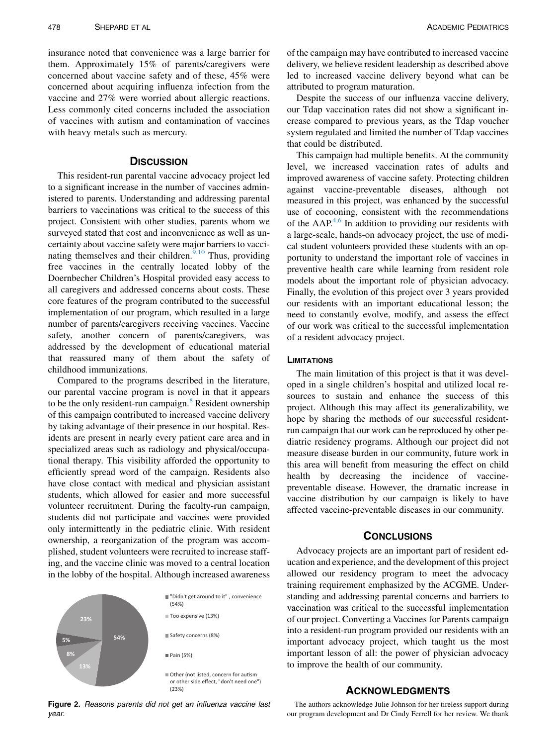insurance noted that convenience was a large barrier for them. Approximately 15% of parents/caregivers were concerned about vaccine safety and of these, 45% were concerned about acquiring influenza infection from the vaccine and 27% were worried about allergic reactions. Less commonly cited concerns included the association of vaccines with autism and contamination of vaccines with heavy metals such as mercury.

## Discussion

This resident-run parental vaccine advocacy project led to a significant increase in the number of vaccines administered to parents. Understanding and addressing parental barriers to vaccinations was critical to the success of this project. Consistent with other studies, parents whom we surveyed stated that cost and inconvenience as well as uncertainty about vaccine safety were major barriers to vaccinating themselves and their children.[9,10] Thus, providing free vaccines in the centrally located lobby of the Doernbecher Children's Hospital provided easy access to all caregivers and addressed concerns about costs. These core features of the program contributed to the successful implementation of our program, which resulted in a large number of parents/caregivers receiving vaccines. Vaccine safety, another concern of parents/caregivers, was addressed by the development of educational material that reassured many of them about the safety of childhood immunizations.

Compared to the programs described in the literature, our parental vaccine program is novel in that it appears to be the only resident-run campaign.[8] Resident ownership of this campaign contributed to increased vaccine delivery by taking advantage of their presence in our hospital. Residents are present in nearly every patient care area and in specialized areas such as radiology and physical/occupational therapy. This visibility afforded the opportunity to efficiently spread word of the campaign. Residents also have close contact with medical and physician assistant students, which allowed for easier and more successful volunteer recruitment. During the faculty-run campaign, students did not participate and vaccines were provided only intermittently in the pediatric clinic. With resident ownership, a reorganization of the program was accomplished, student volunteers were recruited to increase staffing, and the vaccine clinic was moved to a central location in the lobby of the hospital. Although increased awareness of the campaign may have contributed to increased vaccine delivery, we believe resident leadership as described above led to increased vaccine delivery beyond what can be attributed to program maturation.

Despite the success of our influenza vaccine delivery, our Tdap vaccination rates did not show a significant increase compared to previous years, as the Tdap voucher system regulated and limited the number of Tdap vaccines that could be distributed.

This campaign had multiple benefits. At the community level, we increased vaccination rates of adults and improved awareness of vaccine safety. Protecting children against vaccine-preventable diseases, although not measured in this project, was enhanced by the successful use of cocooning, consistent with the recommendations of the AAP.[4,6] In addition to providing our residents with a large-scale, hands-on advocacy project, the use of medical student volunteers provided these students with an opportunity to understand the important role of vaccines in preventive health care while learning from resident role models about the important role of physician advocacy. Finally, the evolution of this project over 3 years provided our residents with an important educational lesson; the need to constantly evolve, modify, and assess the effect of our work was critical to the successful implementation of a resident advocacy project.

### Limitations

The main limitation of this project is that it was developed in a single children's hospital and utilized local resources to sustain and enhance the success of this project. Although this may affect its generalizability, we hope by sharing the methods of our successful resident-run campaign that our work can be reproduced by other pediatric residency programs. Although our project did not measure disease burden in our community, future work in this area will benefit from measuring the effect on child health by decreasing the incidence of vaccine-preventable disease. However, the dramatic increase in vaccine distribution by our campaign is likely to have affected vaccine-preventable diseases in our community.

## Conclusions

Advocacy projects are an important part of resident education and experience, and the development of this project allowed our residency program to meet the advocacy training requirement emphasized by the ACGME. Understanding and addressing parental concerns and barriers to vaccination was critical to the successful implementation of our project. Converting a Vaccines for Parents campaign into a resident-run program provided our residents with an important advocacy project, which taught us the most important lesson of all: the power of physician advocacy to improve the health of our community.

54%
13%
8%
5%
23%

"Didn't get around to it" , convenience (54%)
Too expensive (13%)
Safety concerns (8%)
Pain (5%)
Other (not listed, concern for autism or other side effect, "don't need one") (23%)

**Figure 2.** *Reasons parents did not get an influenza vaccine last year.*

## Acknowledgments

The authors acknowledge Julie Johnson for her tireless support during our program development and Dr Cindy Ferrell for her review. We thank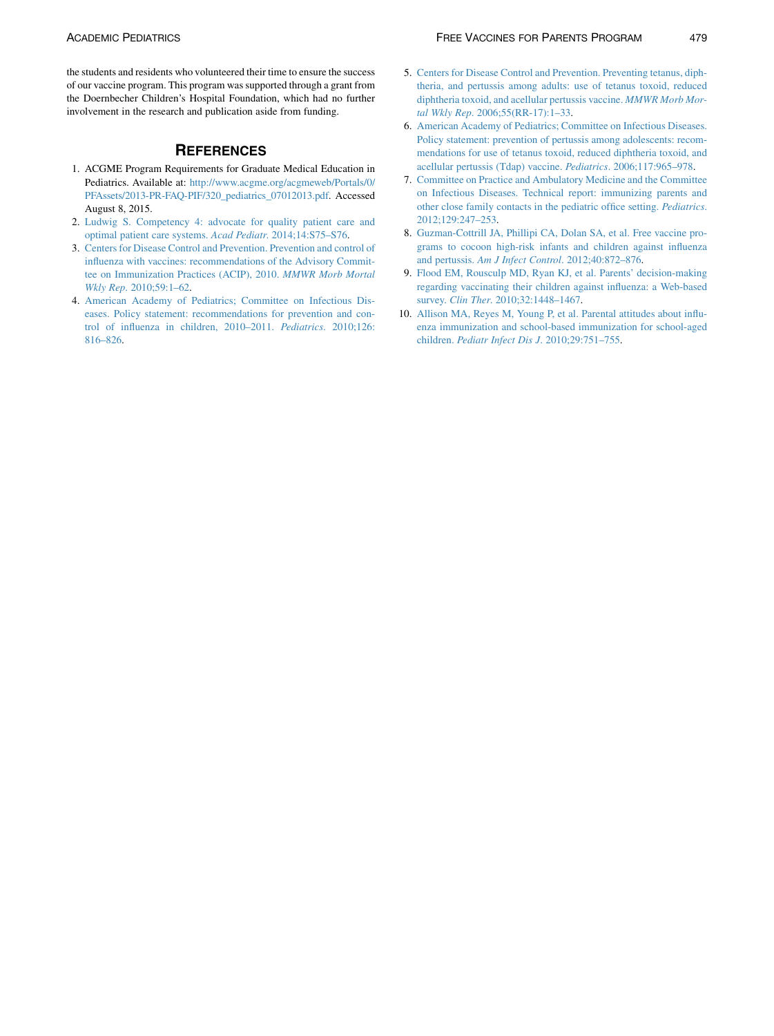the students and residents who volunteered their time to ensure the success of our vaccine program. This program was supported through a grant from the Doernbecher Children's Hospital Foundation, which had no further involvement in the research and publication aside from funding.

## References

1. ACGME Program Requirements for Graduate Medical Education in Pediatrics. Available at: http://www.acgme.org/acgmeweb/Portals/0/PFAssets/2013-PR-FAQ-PIF/320_pediatrics_07012013.pdf. Accessed August 8, 2015.
2. Ludwig S. Competency 4: advocate for quality patient care and optimal patient care systems. *Acad Pediatr*. 2014;14:S75–S76.
3. Centers for Disease Control and Prevention. Prevention and control of influenza with vaccines: recommendations of the Advisory Committee on Immunization Practices (ACIP), 2010. *MMWR Morb Mortal Wkly Rep*. 2010;59:1–62.
4. American Academy of Pediatrics; Committee on Infectious Diseases. Policy statement: recommendations for prevention and control of influenza in children, 2010–2011. *Pediatrics*. 2010;126:816–826.
5. Centers for Disease Control and Prevention. Preventing tetanus, diphtheria, and pertussis among adults: use of tetanus toxoid, reduced diphtheria toxoid, and acellular pertussis vaccine. *MMWR Morb Mortal Wkly Rep*. 2006;55(RR-17):1–33.
6. American Academy of Pediatrics; Committee on Infectious Diseases. Policy statement: prevention of pertussis among adolescents: recommendations for use of tetanus toxoid, reduced diphtheria toxoid, and acellular pertussis (Tdap) vaccine. *Pediatrics*. 2006;117:965–978.
7. Committee on Practice and Ambulatory Medicine and the Committee on Infectious Diseases. Technical report: immunizing parents and other close family contacts in the pediatric office setting. *Pediatrics*. 2012;129:247–253.
8. Guzman-Cottrill JA, Phillipi CA, Dolan SA, et al. Free vaccine programs to cocoon high-risk infants and children against influenza and pertussis. *Am J Infect Control*. 2012;40:872–876.
9. Flood EM, Rousculp MD, Ryan KJ, et al. Parents' decision-making regarding vaccinating their children against influenza: a Web-based survey. *Clin Ther*. 2010;32:1448–1467.
10. Allison MA, Reyes M, Young P, et al. Parental attitudes about influenza immunization and school-based immunization for school-aged children. *Pediatr Infect Dis J*. 2010;29:751–755.